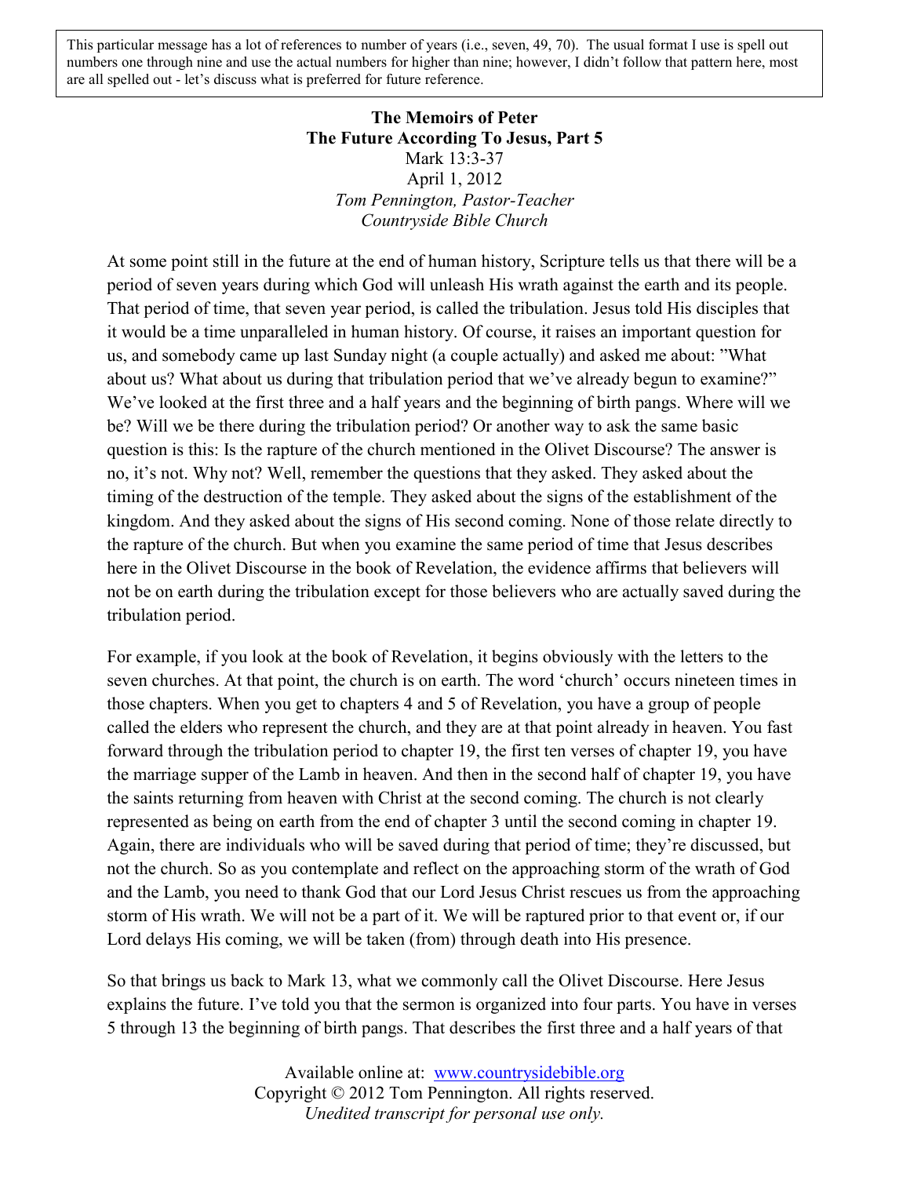This particular message has a lot of references to number of years (i.e., seven, 49, 70). The usual format I use is spell out numbers one through nine and use the actual numbers for higher than nine; however, I didn't follow that pattern here, most are all spelled out - let's discuss what is preferred for future reference.

**The Memoirs of Peter**
**The Future According To Jesus, Part 5**
Mark 13:3-37
April 1, 2012
*Tom Pennington, Pastor-Teacher*
*Countryside Bible Church*

At some point still in the future at the end of human history, Scripture tells us that there will be a period of seven years during which God will unleash His wrath against the earth and its people. That period of time, that seven year period, is called the tribulation. Jesus told His disciples that it would be a time unparalleled in human history. Of course, it raises an important question for us, and somebody came up last Sunday night (a couple actually) and asked me about: "What about us? What about us during that tribulation period that we've already begun to examine?" We've looked at the first three and a half years and the beginning of birth pangs. Where will we be? Will we be there during the tribulation period? Or another way to ask the same basic question is this: Is the rapture of the church mentioned in the Olivet Discourse? The answer is no, it's not. Why not? Well, remember the questions that they asked. They asked about the timing of the destruction of the temple. They asked about the signs of the establishment of the kingdom. And they asked about the signs of His second coming. None of those relate directly to the rapture of the church. But when you examine the same period of time that Jesus describes here in the Olivet Discourse in the book of Revelation, the evidence affirms that believers will not be on earth during the tribulation except for those believers who are actually saved during the tribulation period.

For example, if you look at the book of Revelation, it begins obviously with the letters to the seven churches. At that point, the church is on earth. The word 'church' occurs nineteen times in those chapters. When you get to chapters 4 and 5 of Revelation, you have a group of people called the elders who represent the church, and they are at that point already in heaven. You fast forward through the tribulation period to chapter 19, the first ten verses of chapter 19, you have the marriage supper of the Lamb in heaven. And then in the second half of chapter 19, you have the saints returning from heaven with Christ at the second coming. The church is not clearly represented as being on earth from the end of chapter 3 until the second coming in chapter 19. Again, there are individuals who will be saved during that period of time; they're discussed, but not the church. So as you contemplate and reflect on the approaching storm of the wrath of God and the Lamb, you need to thank God that our Lord Jesus Christ rescues us from the approaching storm of His wrath. We will not be a part of it. We will be raptured prior to that event or, if our Lord delays His coming, we will be taken (from) through death into His presence.

So that brings us back to Mark 13, what we commonly call the Olivet Discourse. Here Jesus explains the future. I've told you that the sermon is organized into four parts. You have in verses 5 through 13 the beginning of birth pangs. That describes the first three and a half years of that

Available online at: www.countrysidebible.org
Copyright © 2012 Tom Pennington. All rights reserved.
*Unedited transcript for personal use only.*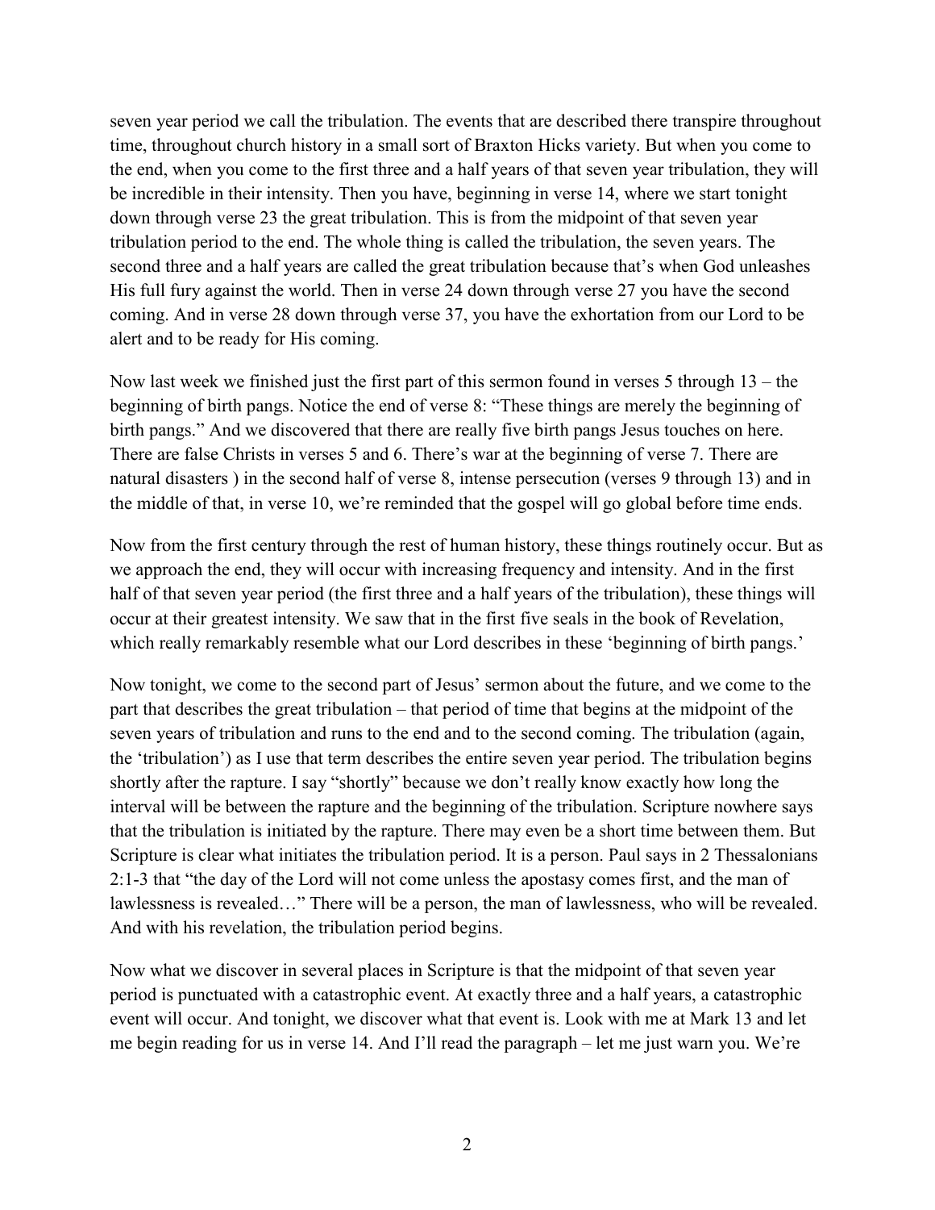seven year period we call the tribulation. The events that are described there transpire throughout time, throughout church history in a small sort of Braxton Hicks variety. But when you come to the end, when you come to the first three and a half years of that seven year tribulation, they will be incredible in their intensity. Then you have, beginning in verse 14, where we start tonight down through verse 23 the great tribulation. This is from the midpoint of that seven year tribulation period to the end. The whole thing is called the tribulation, the seven years. The second three and a half years are called the great tribulation because that's when God unleashes His full fury against the world. Then in verse 24 down through verse 27 you have the second coming. And in verse 28 down through verse 37, you have the exhortation from our Lord to be alert and to be ready for His coming.

Now last week we finished just the first part of this sermon found in verses 5 through 13 – the beginning of birth pangs. Notice the end of verse 8: "These things are merely the beginning of birth pangs." And we discovered that there are really five birth pangs Jesus touches on here. There are false Christs in verses 5 and 6. There's war at the beginning of verse 7. There are natural disasters ) in the second half of verse 8, intense persecution (verses 9 through 13) and in the middle of that, in verse 10, we're reminded that the gospel will go global before time ends.

Now from the first century through the rest of human history, these things routinely occur. But as we approach the end, they will occur with increasing frequency and intensity. And in the first half of that seven year period (the first three and a half years of the tribulation), these things will occur at their greatest intensity. We saw that in the first five seals in the book of Revelation, which really remarkably resemble what our Lord describes in these 'beginning of birth pangs.'

Now tonight, we come to the second part of Jesus' sermon about the future, and we come to the part that describes the great tribulation – that period of time that begins at the midpoint of the seven years of tribulation and runs to the end and to the second coming. The tribulation (again, the 'tribulation') as I use that term describes the entire seven year period. The tribulation begins shortly after the rapture. I say "shortly" because we don't really know exactly how long the interval will be between the rapture and the beginning of the tribulation. Scripture nowhere says that the tribulation is initiated by the rapture. There may even be a short time between them. But Scripture is clear what initiates the tribulation period. It is a person. Paul says in 2 Thessalonians 2:1-3 that "the day of the Lord will not come unless the apostasy comes first, and the man of lawlessness is revealed…" There will be a person, the man of lawlessness, who will be revealed. And with his revelation, the tribulation period begins.

Now what we discover in several places in Scripture is that the midpoint of that seven year period is punctuated with a catastrophic event. At exactly three and a half years, a catastrophic event will occur. And tonight, we discover what that event is. Look with me at Mark 13 and let me begin reading for us in verse 14. And I'll read the paragraph – let me just warn you. We're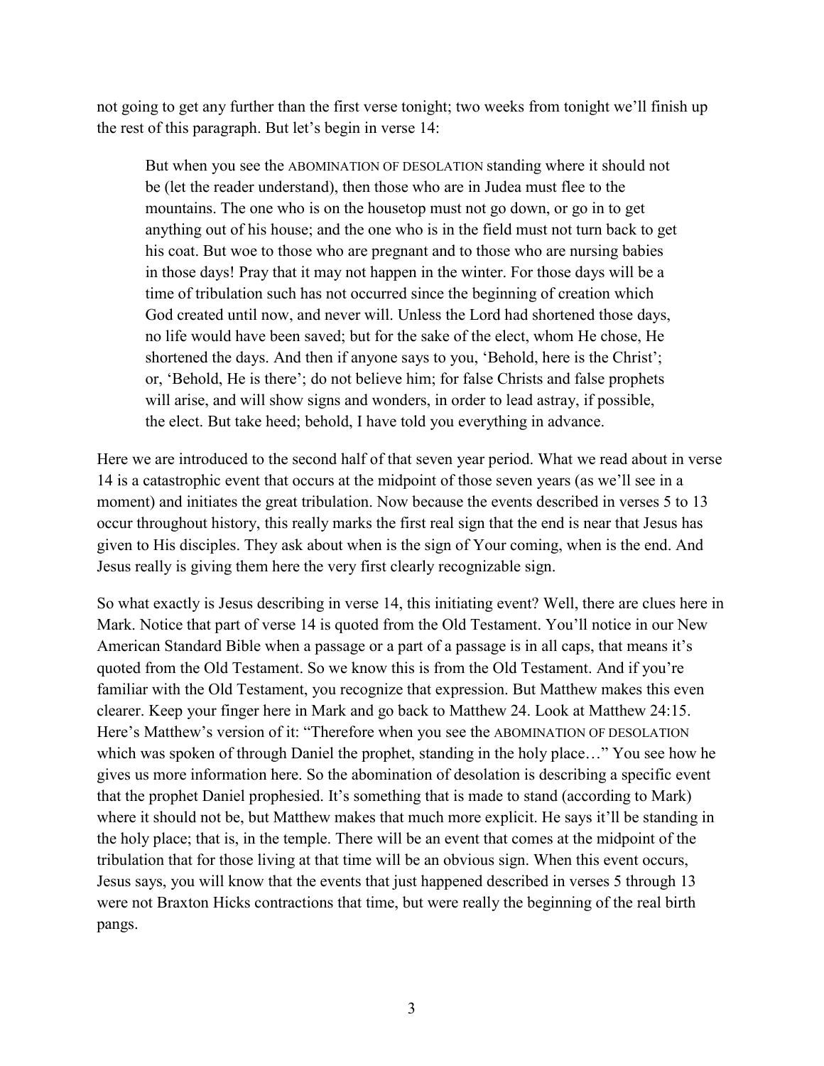not going to get any further than the first verse tonight; two weeks from tonight we'll finish up the rest of this paragraph. But let's begin in verse 14:

> But when you see the ABOMINATION OF DESOLATION standing where it should not be (let the reader understand), then those who are in Judea must flee to the mountains. The one who is on the housetop must not go down, or go in to get anything out of his house; and the one who is in the field must not turn back to get his coat. But woe to those who are pregnant and to those who are nursing babies in those days! Pray that it may not happen in the winter. For those days will be a time of tribulation such has not occurred since the beginning of creation which God created until now, and never will. Unless the Lord had shortened those days, no life would have been saved; but for the sake of the elect, whom He chose, He shortened the days. And then if anyone says to you, 'Behold, here is the Christ'; or, 'Behold, He is there'; do not believe him; for false Christs and false prophets will arise, and will show signs and wonders, in order to lead astray, if possible, the elect. But take heed; behold, I have told you everything in advance.

Here we are introduced to the second half of that seven year period. What we read about in verse 14 is a catastrophic event that occurs at the midpoint of those seven years (as we'll see in a moment) and initiates the great tribulation. Now because the events described in verses 5 to 13 occur throughout history, this really marks the first real sign that the end is near that Jesus has given to His disciples. They ask about when is the sign of Your coming, when is the end. And Jesus really is giving them here the very first clearly recognizable sign.

So what exactly is Jesus describing in verse 14, this initiating event? Well, there are clues here in Mark. Notice that part of verse 14 is quoted from the Old Testament. You'll notice in our New American Standard Bible when a passage or a part of a passage is in all caps, that means it's quoted from the Old Testament. So we know this is from the Old Testament. And if you're familiar with the Old Testament, you recognize that expression. But Matthew makes this even clearer. Keep your finger here in Mark and go back to Matthew 24. Look at Matthew 24:15. Here's Matthew's version of it: "Therefore when you see the ABOMINATION OF DESOLATION which was spoken of through Daniel the prophet, standing in the holy place…" You see how he gives us more information here. So the abomination of desolation is describing a specific event that the prophet Daniel prophesied. It's something that is made to stand (according to Mark) where it should not be, but Matthew makes that much more explicit. He says it'll be standing in the holy place; that is, in the temple. There will be an event that comes at the midpoint of the tribulation that for those living at that time will be an obvious sign. When this event occurs, Jesus says, you will know that the events that just happened described in verses 5 through 13 were not Braxton Hicks contractions that time, but were really the beginning of the real birth pangs.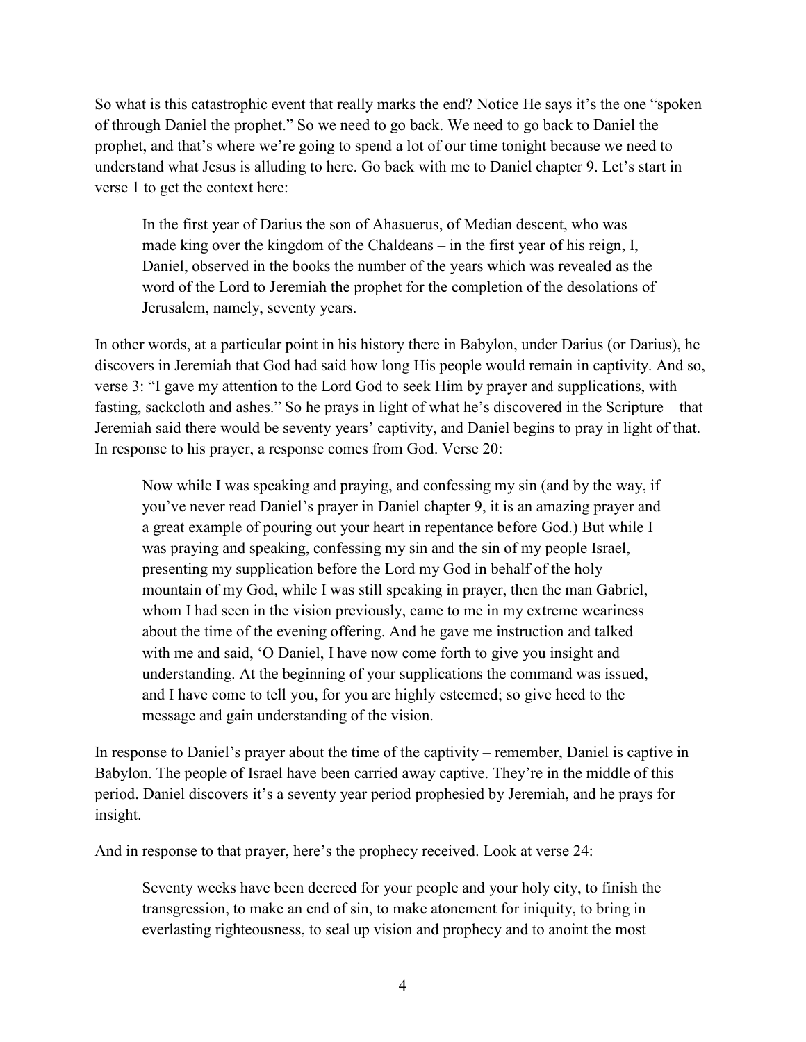So what is this catastrophic event that really marks the end? Notice He says it's the one "spoken of through Daniel the prophet." So we need to go back. We need to go back to Daniel the prophet, and that's where we're going to spend a lot of our time tonight because we need to understand what Jesus is alluding to here. Go back with me to Daniel chapter 9. Let's start in verse 1 to get the context here:

> In the first year of Darius the son of Ahasuerus, of Median descent, who was made king over the kingdom of the Chaldeans – in the first year of his reign, I, Daniel, observed in the books the number of the years which was revealed as the word of the Lord to Jeremiah the prophet for the completion of the desolations of Jerusalem, namely, seventy years.

In other words, at a particular point in his history there in Babylon, under Darius (or Darius), he discovers in Jeremiah that God had said how long His people would remain in captivity. And so, verse 3: "I gave my attention to the Lord God to seek Him by prayer and supplications, with fasting, sackcloth and ashes." So he prays in light of what he's discovered in the Scripture – that Jeremiah said there would be seventy years' captivity, and Daniel begins to pray in light of that. In response to his prayer, a response comes from God. Verse 20:

> Now while I was speaking and praying, and confessing my sin (and by the way, if you've never read Daniel's prayer in Daniel chapter 9, it is an amazing prayer and a great example of pouring out your heart in repentance before God.) But while I was praying and speaking, confessing my sin and the sin of my people Israel, presenting my supplication before the Lord my God in behalf of the holy mountain of my God, while I was still speaking in prayer, then the man Gabriel, whom I had seen in the vision previously, came to me in my extreme weariness about the time of the evening offering. And he gave me instruction and talked with me and said, 'O Daniel, I have now come forth to give you insight and understanding. At the beginning of your supplications the command was issued, and I have come to tell you, for you are highly esteemed; so give heed to the message and gain understanding of the vision.

In response to Daniel's prayer about the time of the captivity – remember, Daniel is captive in Babylon. The people of Israel have been carried away captive. They're in the middle of this period. Daniel discovers it's a seventy year period prophesied by Jeremiah, and he prays for insight.

And in response to that prayer, here's the prophecy received. Look at verse 24:

> Seventy weeks have been decreed for your people and your holy city, to finish the transgression, to make an end of sin, to make atonement for iniquity, to bring in everlasting righteousness, to seal up vision and prophecy and to anoint the most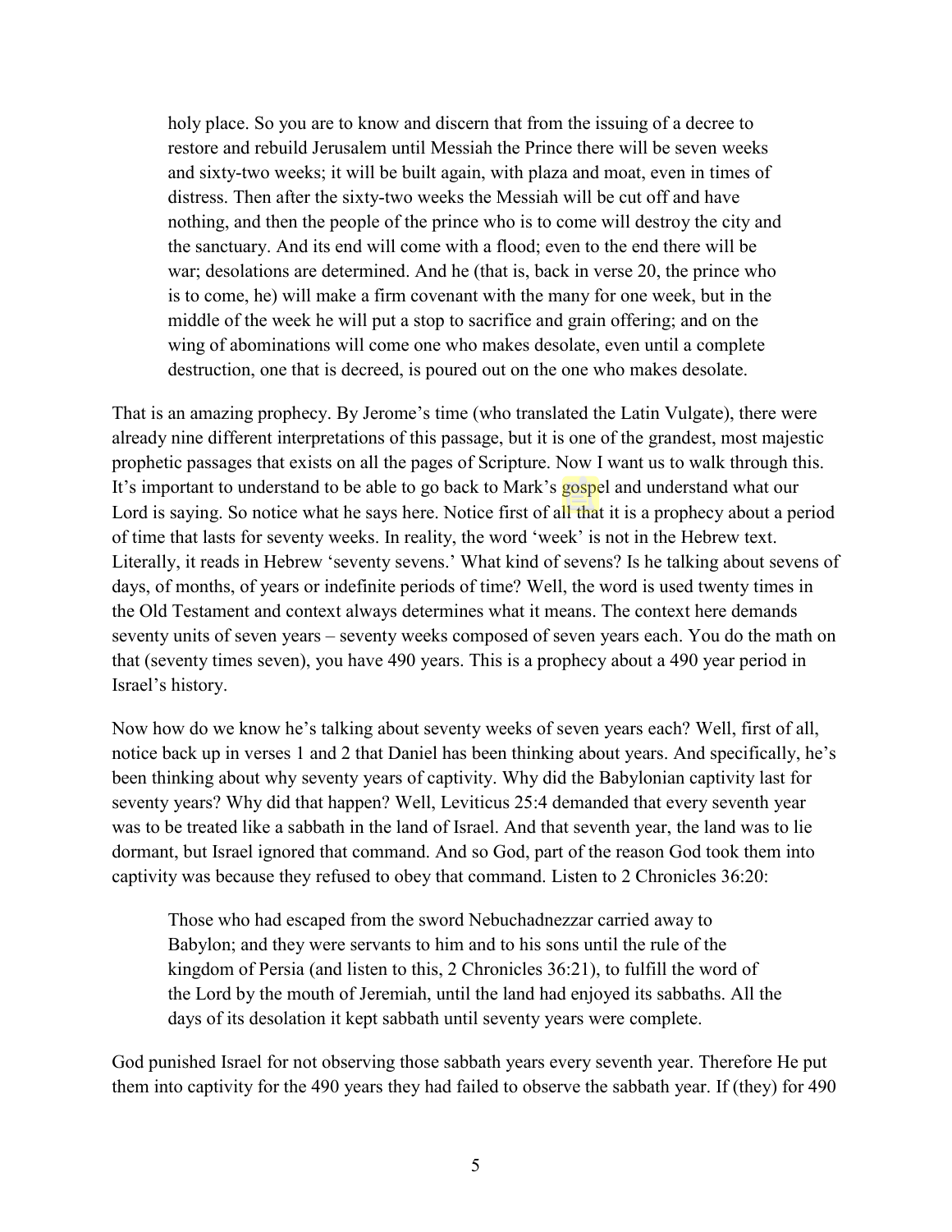> holy place. So you are to know and discern that from the issuing of a decree to restore and rebuild Jerusalem until Messiah the Prince there will be seven weeks and sixty-two weeks; it will be built again, with plaza and moat, even in times of distress. Then after the sixty-two weeks the Messiah will be cut off and have nothing, and then the people of the prince who is to come will destroy the city and the sanctuary. And its end will come with a flood; even to the end there will be war; desolations are determined. And he (that is, back in verse 20, the prince who is to come, he) will make a firm covenant with the many for one week, but in the middle of the week he will put a stop to sacrifice and grain offering; and on the wing of abominations will come one who makes desolate, even until a complete destruction, one that is decreed, is poured out on the one who makes desolate.

That is an amazing prophecy. By Jerome's time (who translated the Latin Vulgate), there were already nine different interpretations of this passage, but it is one of the grandest, most majestic prophetic passages that exists on all the pages of Scripture. Now I want us to walk through this. It's important to understand to be able to go back to Mark's gospel and understand what our Lord is saying. So notice what he says here. Notice first of all that it is a prophecy about a period of time that lasts for seventy weeks. In reality, the word 'week' is not in the Hebrew text. Literally, it reads in Hebrew 'seventy sevens.' What kind of sevens? Is he talking about sevens of days, of months, of years or indefinite periods of time? Well, the word is used twenty times in the Old Testament and context always determines what it means. The context here demands seventy units of seven years – seventy weeks composed of seven years each. You do the math on that (seventy times seven), you have 490 years. This is a prophecy about a 490 year period in Israel's history.

Now how do we know he's talking about seventy weeks of seven years each? Well, first of all, notice back up in verses 1 and 2 that Daniel has been thinking about years. And specifically, he's been thinking about why seventy years of captivity. Why did the Babylonian captivity last for seventy years? Why did that happen? Well, Leviticus 25:4 demanded that every seventh year was to be treated like a sabbath in the land of Israel. And that seventh year, the land was to lie dormant, but Israel ignored that command. And so God, part of the reason God took them into captivity was because they refused to obey that command. Listen to 2 Chronicles 36:20:

> Those who had escaped from the sword Nebuchadnezzar carried away to Babylon; and they were servants to him and to his sons until the rule of the kingdom of Persia (and listen to this, 2 Chronicles 36:21), to fulfill the word of the Lord by the mouth of Jeremiah, until the land had enjoyed its sabbaths. All the days of its desolation it kept sabbath until seventy years were complete.

God punished Israel for not observing those sabbath years every seventh year. Therefore He put them into captivity for the 490 years they had failed to observe the sabbath year. If (they) for 490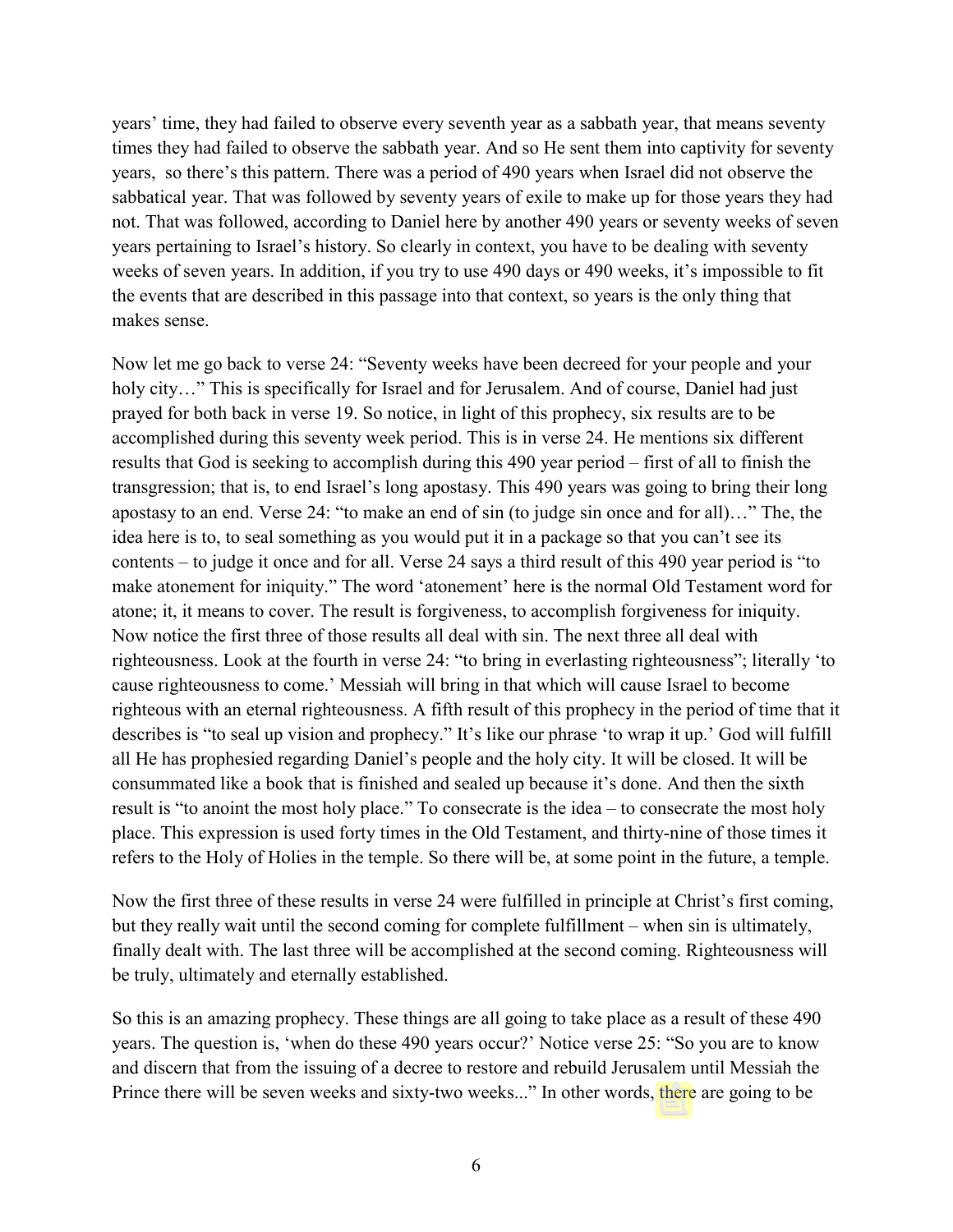years' time, they had failed to observe every seventh year as a sabbath year, that means seventy times they had failed to observe the sabbath year. And so He sent them into captivity for seventy years, so there's this pattern. There was a period of 490 years when Israel did not observe the sabbatical year. That was followed by seventy years of exile to make up for those years they had not. That was followed, according to Daniel here by another 490 years or seventy weeks of seven years pertaining to Israel's history. So clearly in context, you have to be dealing with seventy weeks of seven years. In addition, if you try to use 490 days or 490 weeks, it's impossible to fit the events that are described in this passage into that context, so years is the only thing that makes sense.

Now let me go back to verse 24: "Seventy weeks have been decreed for your people and your holy city…" This is specifically for Israel and for Jerusalem. And of course, Daniel had just prayed for both back in verse 19. So notice, in light of this prophecy, six results are to be accomplished during this seventy week period. This is in verse 24. He mentions six different results that God is seeking to accomplish during this 490 year period – first of all to finish the transgression; that is, to end Israel's long apostasy. This 490 years was going to bring their long apostasy to an end. Verse 24: "to make an end of sin (to judge sin once and for all)…" The, the idea here is to, to seal something as you would put it in a package so that you can't see its contents – to judge it once and for all. Verse 24 says a third result of this 490 year period is "to make atonement for iniquity." The word 'atonement' here is the normal Old Testament word for atone; it, it means to cover. The result is forgiveness, to accomplish forgiveness for iniquity. Now notice the first three of those results all deal with sin. The next three all deal with righteousness. Look at the fourth in verse 24: "to bring in everlasting righteousness"; literally 'to cause righteousness to come.' Messiah will bring in that which will cause Israel to become righteous with an eternal righteousness. A fifth result of this prophecy in the period of time that it describes is "to seal up vision and prophecy." It's like our phrase 'to wrap it up.' God will fulfill all He has prophesied regarding Daniel's people and the holy city. It will be closed. It will be consummated like a book that is finished and sealed up because it's done. And then the sixth result is "to anoint the most holy place." To consecrate is the idea – to consecrate the most holy place. This expression is used forty times in the Old Testament, and thirty-nine of those times it refers to the Holy of Holies in the temple. So there will be, at some point in the future, a temple.

Now the first three of these results in verse 24 were fulfilled in principle at Christ's first coming, but they really wait until the second coming for complete fulfillment – when sin is ultimately, finally dealt with. The last three will be accomplished at the second coming. Righteousness will be truly, ultimately and eternally established.

So this is an amazing prophecy. These things are all going to take place as a result of these 490 years. The question is, 'when do these 490 years occur?' Notice verse 25: "So you are to know and discern that from the issuing of a decree to restore and rebuild Jerusalem until Messiah the Prince there will be seven weeks and sixty-two weeks..." In other words, there are going to be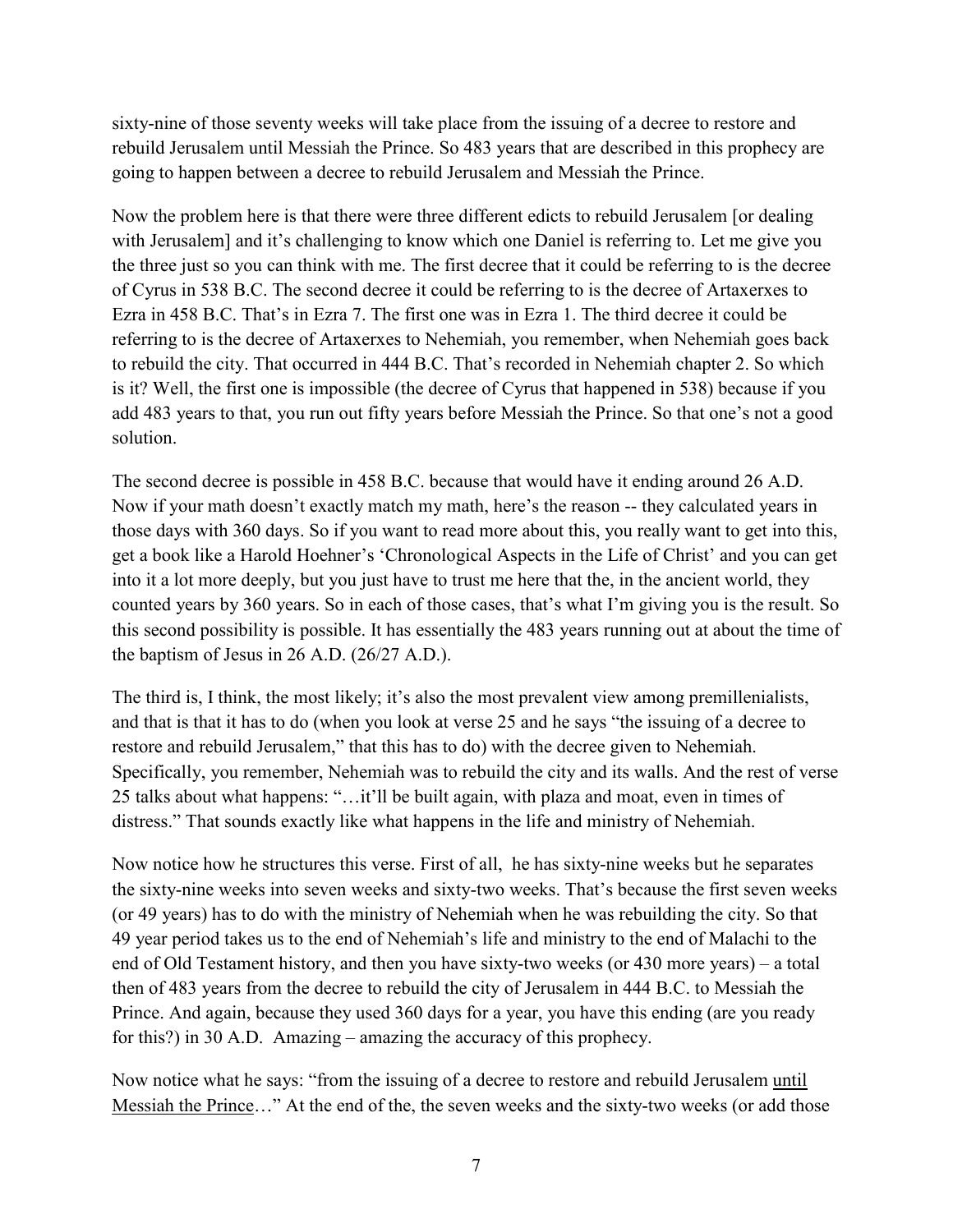sixty-nine of those seventy weeks will take place from the issuing of a decree to restore and rebuild Jerusalem until Messiah the Prince. So 483 years that are described in this prophecy are going to happen between a decree to rebuild Jerusalem and Messiah the Prince.

Now the problem here is that there were three different edicts to rebuild Jerusalem [or dealing with Jerusalem] and it's challenging to know which one Daniel is referring to. Let me give you the three just so you can think with me. The first decree that it could be referring to is the decree of Cyrus in 538 B.C. The second decree it could be referring to is the decree of Artaxerxes to Ezra in 458 B.C. That's in Ezra 7. The first one was in Ezra 1. The third decree it could be referring to is the decree of Artaxerxes to Nehemiah, you remember, when Nehemiah goes back to rebuild the city. That occurred in 444 B.C. That's recorded in Nehemiah chapter 2. So which is it? Well, the first one is impossible (the decree of Cyrus that happened in 538) because if you add 483 years to that, you run out fifty years before Messiah the Prince. So that one's not a good solution.

The second decree is possible in 458 B.C. because that would have it ending around 26 A.D. Now if your math doesn't exactly match my math, here's the reason -- they calculated years in those days with 360 days. So if you want to read more about this, you really want to get into this, get a book like a Harold Hoehner's 'Chronological Aspects in the Life of Christ' and you can get into it a lot more deeply, but you just have to trust me here that the, in the ancient world, they counted years by 360 years. So in each of those cases, that's what I'm giving you is the result. So this second possibility is possible. It has essentially the 483 years running out at about the time of the baptism of Jesus in 26 A.D. (26/27 A.D.).

The third is, I think, the most likely; it's also the most prevalent view among premillenialists, and that is that it has to do (when you look at verse 25 and he says "the issuing of a decree to restore and rebuild Jerusalem," that this has to do) with the decree given to Nehemiah. Specifically, you remember, Nehemiah was to rebuild the city and its walls. And the rest of verse 25 talks about what happens: "…it'll be built again, with plaza and moat, even in times of distress." That sounds exactly like what happens in the life and ministry of Nehemiah.

Now notice how he structures this verse. First of all, he has sixty-nine weeks but he separates the sixty-nine weeks into seven weeks and sixty-two weeks. That's because the first seven weeks (or 49 years) has to do with the ministry of Nehemiah when he was rebuilding the city. So that 49 year period takes us to the end of Nehemiah's life and ministry to the end of Malachi to the end of Old Testament history, and then you have sixty-two weeks (or 430 more years) – a total then of 483 years from the decree to rebuild the city of Jerusalem in 444 B.C. to Messiah the Prince. And again, because they used 360 days for a year, you have this ending (are you ready for this?) in 30 A.D. Amazing – amazing the accuracy of this prophecy.

Now notice what he says: "from the issuing of a decree to restore and rebuild Jerusalem <u>until Messiah the Prince</u>…" At the end of the, the seven weeks and the sixty-two weeks (or add those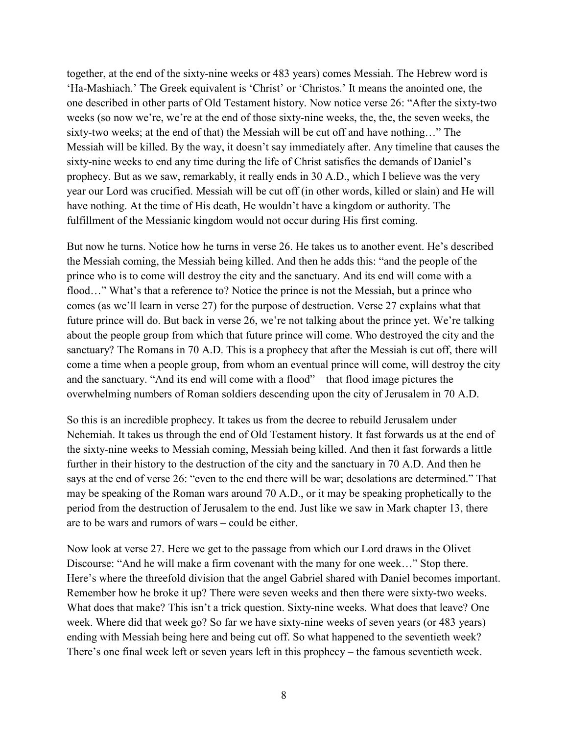together, at the end of the sixty-nine weeks or 483 years) comes Messiah. The Hebrew word is 'Ha-Mashiach.' The Greek equivalent is 'Christ' or 'Christos.' It means the anointed one, the one described in other parts of Old Testament history. Now notice verse 26: "After the sixty-two weeks (so now we're, we're at the end of those sixty-nine weeks, the, the, the seven weeks, the sixty-two weeks; at the end of that) the Messiah will be cut off and have nothing…" The Messiah will be killed. By the way, it doesn't say immediately after. Any timeline that causes the sixty-nine weeks to end any time during the life of Christ satisfies the demands of Daniel's prophecy. But as we saw, remarkably, it really ends in 30 A.D., which I believe was the very year our Lord was crucified. Messiah will be cut off (in other words, killed or slain) and He will have nothing. At the time of His death, He wouldn't have a kingdom or authority. The fulfillment of the Messianic kingdom would not occur during His first coming.

But now he turns. Notice how he turns in verse 26. He takes us to another event. He's described the Messiah coming, the Messiah being killed. And then he adds this: "and the people of the prince who is to come will destroy the city and the sanctuary. And its end will come with a flood…" What's that a reference to? Notice the prince is not the Messiah, but a prince who comes (as we'll learn in verse 27) for the purpose of destruction. Verse 27 explains what that future prince will do. But back in verse 26, we're not talking about the prince yet. We're talking about the people group from which that future prince will come. Who destroyed the city and the sanctuary? The Romans in 70 A.D. This is a prophecy that after the Messiah is cut off, there will come a time when a people group, from whom an eventual prince will come, will destroy the city and the sanctuary. "And its end will come with a flood" – that flood image pictures the overwhelming numbers of Roman soldiers descending upon the city of Jerusalem in 70 A.D.

So this is an incredible prophecy. It takes us from the decree to rebuild Jerusalem under Nehemiah. It takes us through the end of Old Testament history. It fast forwards us at the end of the sixty-nine weeks to Messiah coming, Messiah being killed. And then it fast forwards a little further in their history to the destruction of the city and the sanctuary in 70 A.D. And then he says at the end of verse 26: "even to the end there will be war; desolations are determined." That may be speaking of the Roman wars around 70 A.D., or it may be speaking prophetically to the period from the destruction of Jerusalem to the end. Just like we saw in Mark chapter 13, there are to be wars and rumors of wars – could be either.

Now look at verse 27. Here we get to the passage from which our Lord draws in the Olivet Discourse: "And he will make a firm covenant with the many for one week…" Stop there. Here's where the threefold division that the angel Gabriel shared with Daniel becomes important. Remember how he broke it up? There were seven weeks and then there were sixty-two weeks. What does that make? This isn't a trick question. Sixty-nine weeks. What does that leave? One week. Where did that week go? So far we have sixty-nine weeks of seven years (or 483 years) ending with Messiah being here and being cut off. So what happened to the seventieth week? There's one final week left or seven years left in this prophecy – the famous seventieth week.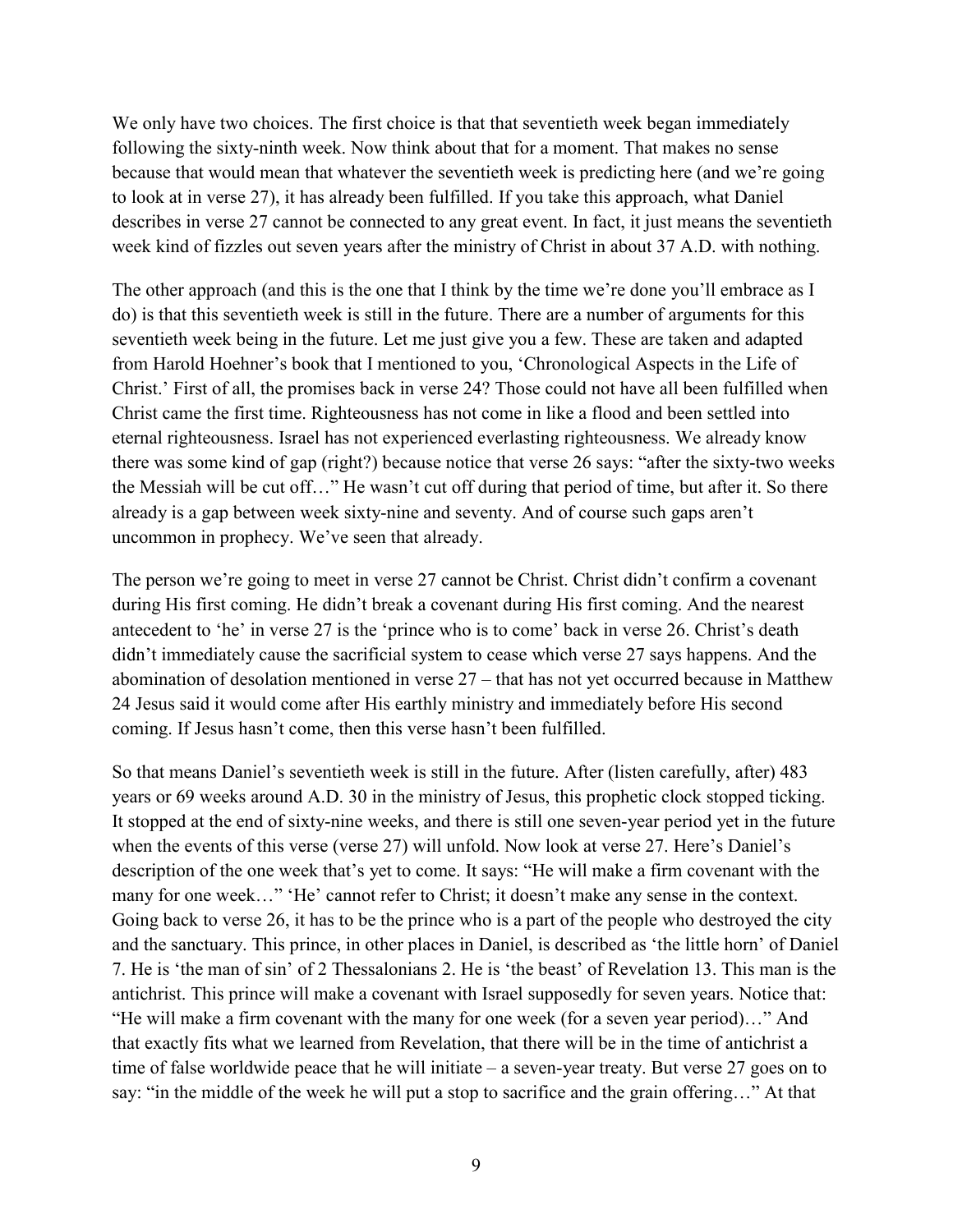We only have two choices. The first choice is that that seventieth week began immediately following the sixty-ninth week. Now think about that for a moment. That makes no sense because that would mean that whatever the seventieth week is predicting here (and we're going to look at in verse 27), it has already been fulfilled. If you take this approach, what Daniel describes in verse 27 cannot be connected to any great event. In fact, it just means the seventieth week kind of fizzles out seven years after the ministry of Christ in about 37 A.D. with nothing.

The other approach (and this is the one that I think by the time we're done you'll embrace as I do) is that this seventieth week is still in the future. There are a number of arguments for this seventieth week being in the future. Let me just give you a few. These are taken and adapted from Harold Hoehner's book that I mentioned to you, 'Chronological Aspects in the Life of Christ.' First of all, the promises back in verse 24? Those could not have all been fulfilled when Christ came the first time. Righteousness has not come in like a flood and been settled into eternal righteousness. Israel has not experienced everlasting righteousness. We already know there was some kind of gap (right?) because notice that verse 26 says: "after the sixty-two weeks the Messiah will be cut off…" He wasn't cut off during that period of time, but after it. So there already is a gap between week sixty-nine and seventy. And of course such gaps aren't uncommon in prophecy. We've seen that already.

The person we're going to meet in verse 27 cannot be Christ. Christ didn't confirm a covenant during His first coming. He didn't break a covenant during His first coming. And the nearest antecedent to 'he' in verse 27 is the 'prince who is to come' back in verse 26. Christ's death didn't immediately cause the sacrificial system to cease which verse 27 says happens. And the abomination of desolation mentioned in verse 27 – that has not yet occurred because in Matthew 24 Jesus said it would come after His earthly ministry and immediately before His second coming. If Jesus hasn't come, then this verse hasn't been fulfilled.

So that means Daniel's seventieth week is still in the future. After (listen carefully, after) 483 years or 69 weeks around A.D. 30 in the ministry of Jesus, this prophetic clock stopped ticking. It stopped at the end of sixty-nine weeks, and there is still one seven-year period yet in the future when the events of this verse (verse 27) will unfold. Now look at verse 27. Here's Daniel's description of the one week that's yet to come. It says: "He will make a firm covenant with the many for one week…" 'He' cannot refer to Christ; it doesn't make any sense in the context. Going back to verse 26, it has to be the prince who is a part of the people who destroyed the city and the sanctuary. This prince, in other places in Daniel, is described as 'the little horn' of Daniel 7. He is 'the man of sin' of 2 Thessalonians 2. He is 'the beast' of Revelation 13. This man is the antichrist. This prince will make a covenant with Israel supposedly for seven years. Notice that: "He will make a firm covenant with the many for one week (for a seven year period)…" And that exactly fits what we learned from Revelation, that there will be in the time of antichrist a time of false worldwide peace that he will initiate – a seven-year treaty. But verse 27 goes on to say: "in the middle of the week he will put a stop to sacrifice and the grain offering…" At that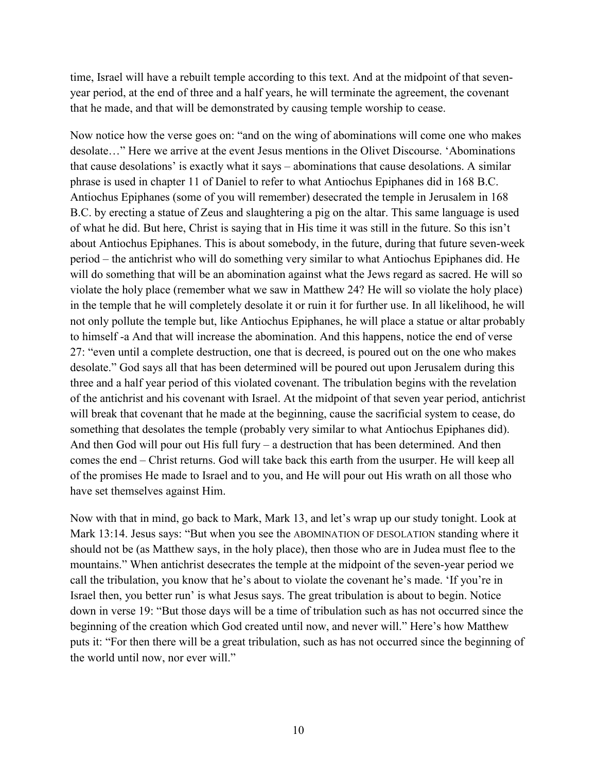time, Israel will have a rebuilt temple according to this text. And at the midpoint of that seven-year period, at the end of three and a half years, he will terminate the agreement, the covenant that he made, and that will be demonstrated by causing temple worship to cease.

Now notice how the verse goes on: “and on the wing of abominations will come one who makes desolate…” Here we arrive at the event Jesus mentions in the Olivet Discourse. ‘Abominations that cause desolations’ is exactly what it says – abominations that cause desolations. A similar phrase is used in chapter 11 of Daniel to refer to what Antiochus Epiphanes did in 168 B.C. Antiochus Epiphanes (some of you will remember) desecrated the temple in Jerusalem in 168 B.C. by erecting a statue of Zeus and slaughtering a pig on the altar. This same language is used of what he did. But here, Christ is saying that in His time it was still in the future. So this isn’t about Antiochus Epiphanes. This is about somebody, in the future, during that future seven-week period – the antichrist who will do something very similar to what Antiochus Epiphanes did. He will do something that will be an abomination against what the Jews regard as sacred. He will so violate the holy place (remember what we saw in Matthew 24? He will so violate the holy place) in the temple that he will completely desolate it or ruin it for further use. In all likelihood, he will not only pollute the temple but, like Antiochus Epiphanes, he will place a statue or altar probably to himself -a And that will increase the abomination. And this happens, notice the end of verse 27: “even until a complete destruction, one that is decreed, is poured out on the one who makes desolate.” God says all that has been determined will be poured out upon Jerusalem during this three and a half year period of this violated covenant. The tribulation begins with the revelation of the antichrist and his covenant with Israel. At the midpoint of that seven year period, antichrist will break that covenant that he made at the beginning, cause the sacrificial system to cease, do something that desolates the temple (probably very similar to what Antiochus Epiphanes did). And then God will pour out His full fury – a destruction that has been determined. And then comes the end – Christ returns. God will take back this earth from the usurper. He will keep all of the promises He made to Israel and to you, and He will pour out His wrath on all those who have set themselves against Him.

Now with that in mind, go back to Mark, Mark 13, and let’s wrap up our study tonight. Look at Mark 13:14. Jesus says: “But when you see the ABOMINATION OF DESOLATION standing where it should not be (as Matthew says, in the holy place), then those who are in Judea must flee to the mountains.” When antichrist desecrates the temple at the midpoint of the seven-year period we call the tribulation, you know that he’s about to violate the covenant he’s made. ‘If you’re in Israel then, you better run’ is what Jesus says. The great tribulation is about to begin. Notice down in verse 19: “But those days will be a time of tribulation such as has not occurred since the beginning of the creation which God created until now, and never will.” Here’s how Matthew puts it: “For then there will be a great tribulation, such as has not occurred since the beginning of the world until now, nor ever will.”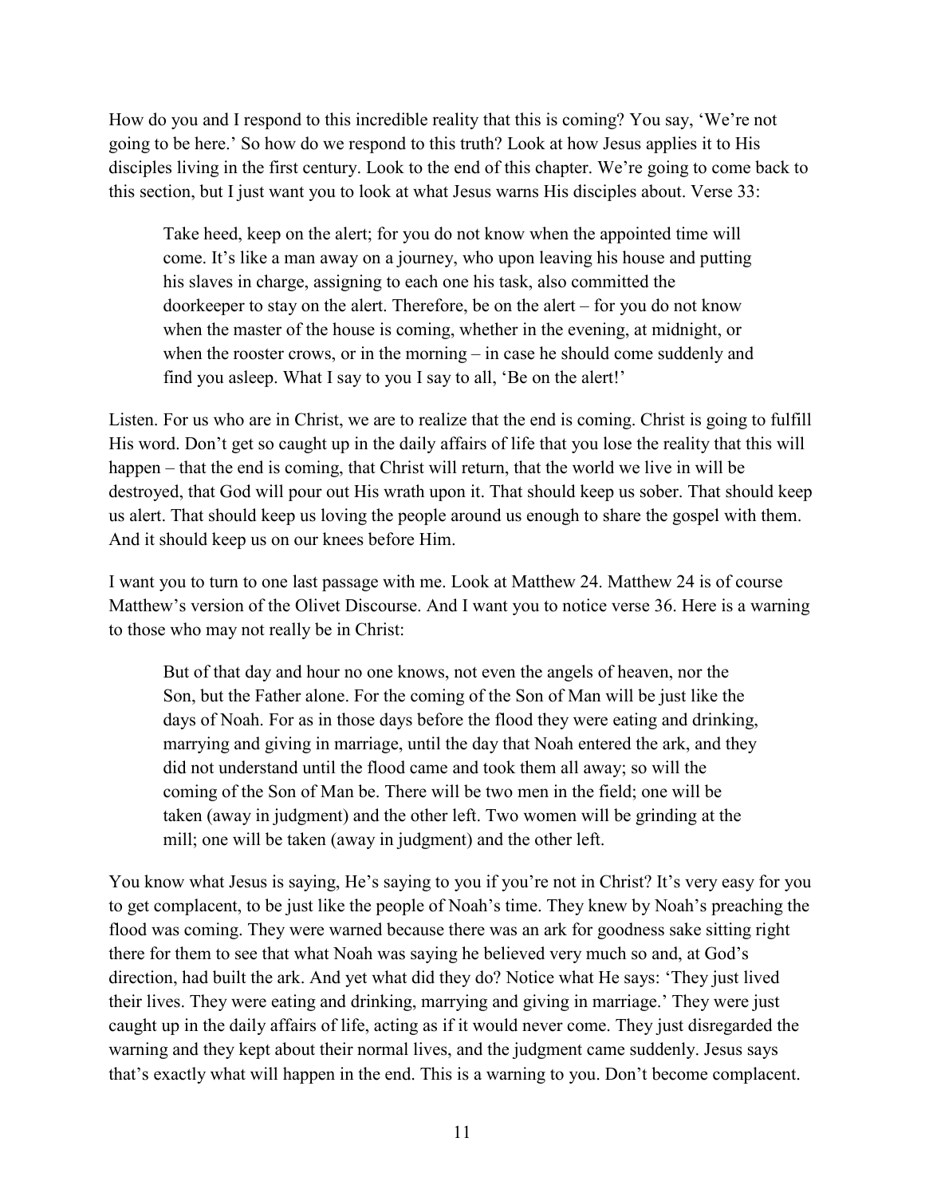How do you and I respond to this incredible reality that this is coming? You say, 'We're not going to be here.' So how do we respond to this truth? Look at how Jesus applies it to His disciples living in the first century. Look to the end of this chapter. We're going to come back to this section, but I just want you to look at what Jesus warns His disciples about. Verse 33:

> Take heed, keep on the alert; for you do not know when the appointed time will come. It's like a man away on a journey, who upon leaving his house and putting his slaves in charge, assigning to each one his task, also committed the doorkeeper to stay on the alert. Therefore, be on the alert – for you do not know when the master of the house is coming, whether in the evening, at midnight, or when the rooster crows, or in the morning – in case he should come suddenly and find you asleep. What I say to you I say to all, 'Be on the alert!'

Listen. For us who are in Christ, we are to realize that the end is coming. Christ is going to fulfill His word. Don't get so caught up in the daily affairs of life that you lose the reality that this will happen – that the end is coming, that Christ will return, that the world we live in will be destroyed, that God will pour out His wrath upon it. That should keep us sober. That should keep us alert. That should keep us loving the people around us enough to share the gospel with them. And it should keep us on our knees before Him.

I want you to turn to one last passage with me. Look at Matthew 24. Matthew 24 is of course Matthew's version of the Olivet Discourse. And I want you to notice verse 36. Here is a warning to those who may not really be in Christ:

> But of that day and hour no one knows, not even the angels of heaven, nor the Son, but the Father alone. For the coming of the Son of Man will be just like the days of Noah. For as in those days before the flood they were eating and drinking, marrying and giving in marriage, until the day that Noah entered the ark, and they did not understand until the flood came and took them all away; so will the coming of the Son of Man be. There will be two men in the field; one will be taken (away in judgment) and the other left. Two women will be grinding at the mill; one will be taken (away in judgment) and the other left.

You know what Jesus is saying, He's saying to you if you're not in Christ? It's very easy for you to get complacent, to be just like the people of Noah's time. They knew by Noah's preaching the flood was coming. They were warned because there was an ark for goodness sake sitting right there for them to see that what Noah was saying he believed very much so and, at God's direction, had built the ark. And yet what did they do? Notice what He says: 'They just lived their lives. They were eating and drinking, marrying and giving in marriage.' They were just caught up in the daily affairs of life, acting as if it would never come. They just disregarded the warning and they kept about their normal lives, and the judgment came suddenly. Jesus says that's exactly what will happen in the end. This is a warning to you. Don't become complacent.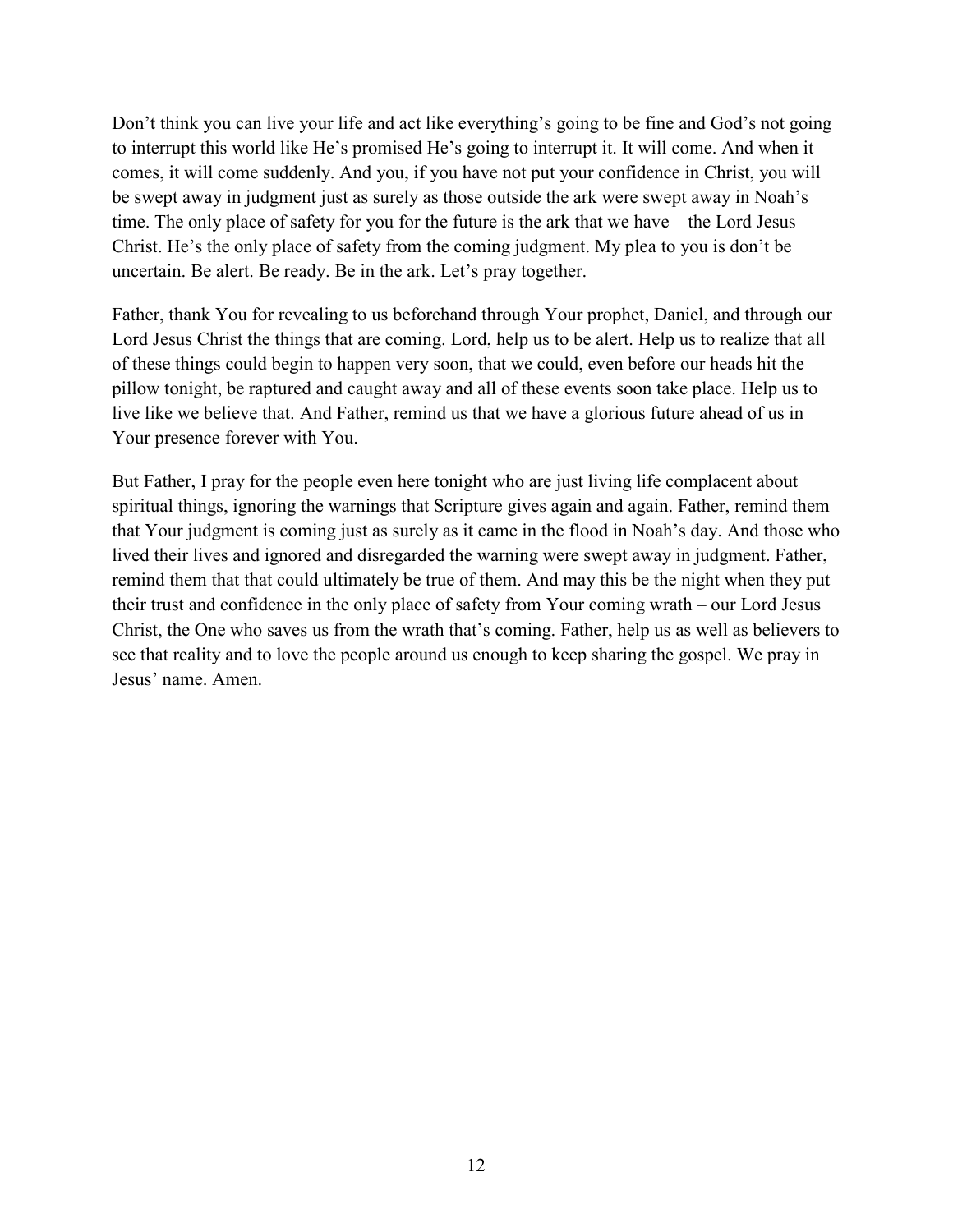Don't think you can live your life and act like everything's going to be fine and God's not going to interrupt this world like He's promised He's going to interrupt it. It will come. And when it comes, it will come suddenly. And you, if you have not put your confidence in Christ, you will be swept away in judgment just as surely as those outside the ark were swept away in Noah's time. The only place of safety for you for the future is the ark that we have – the Lord Jesus Christ. He's the only place of safety from the coming judgment. My plea to you is don't be uncertain. Be alert. Be ready. Be in the ark. Let's pray together.

Father, thank You for revealing to us beforehand through Your prophet, Daniel, and through our Lord Jesus Christ the things that are coming. Lord, help us to be alert. Help us to realize that all of these things could begin to happen very soon, that we could, even before our heads hit the pillow tonight, be raptured and caught away and all of these events soon take place. Help us to live like we believe that. And Father, remind us that we have a glorious future ahead of us in Your presence forever with You.

But Father, I pray for the people even here tonight who are just living life complacent about spiritual things, ignoring the warnings that Scripture gives again and again. Father, remind them that Your judgment is coming just as surely as it came in the flood in Noah's day. And those who lived their lives and ignored and disregarded the warning were swept away in judgment. Father, remind them that that could ultimately be true of them. And may this be the night when they put their trust and confidence in the only place of safety from Your coming wrath – our Lord Jesus Christ, the One who saves us from the wrath that's coming. Father, help us as well as believers to see that reality and to love the people around us enough to keep sharing the gospel. We pray in Jesus' name. Amen.